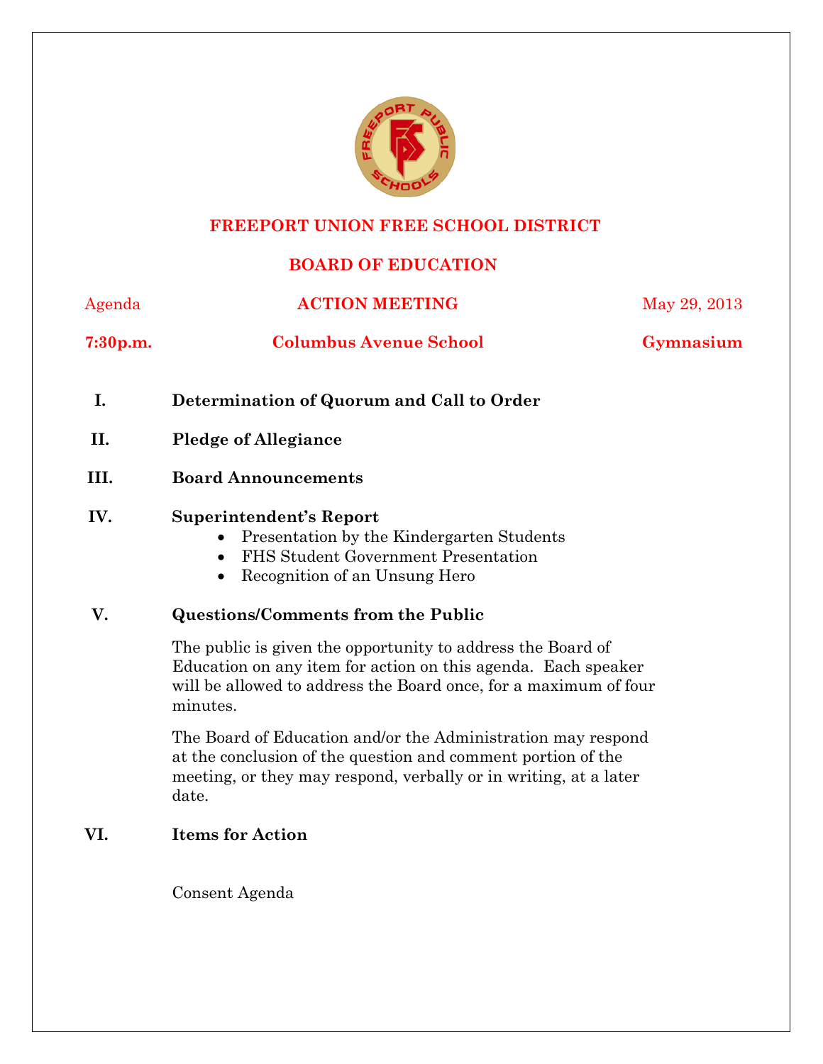# FREEPORT UNION FREE SCHOOL DISTRICT

## BOARD OF EDUCATION

Agenda **ACTION MEETING** May 29, 2013

**7:30p.m.** **Columbus Avenue School** **Gymnasium**

**I. Determination of Quorum and Call to Order**

**II. Pledge of Allegiance**

**III. Board Announcements**

**IV. Superintendent's Report**

- Presentation by the Kindergarten Students
- FHS Student Government Presentation
- Recognition of an Unsung Hero

**V. Questions/Comments from the Public**

The public is given the opportunity to address the Board of Education on any item for action on this agenda. Each speaker will be allowed to address the Board once, for a maximum of four minutes.

The Board of Education and/or the Administration may respond at the conclusion of the question and comment portion of the meeting, or they may respond, verbally or in writing, at a later date.

**VI. Items for Action**

Consent Agenda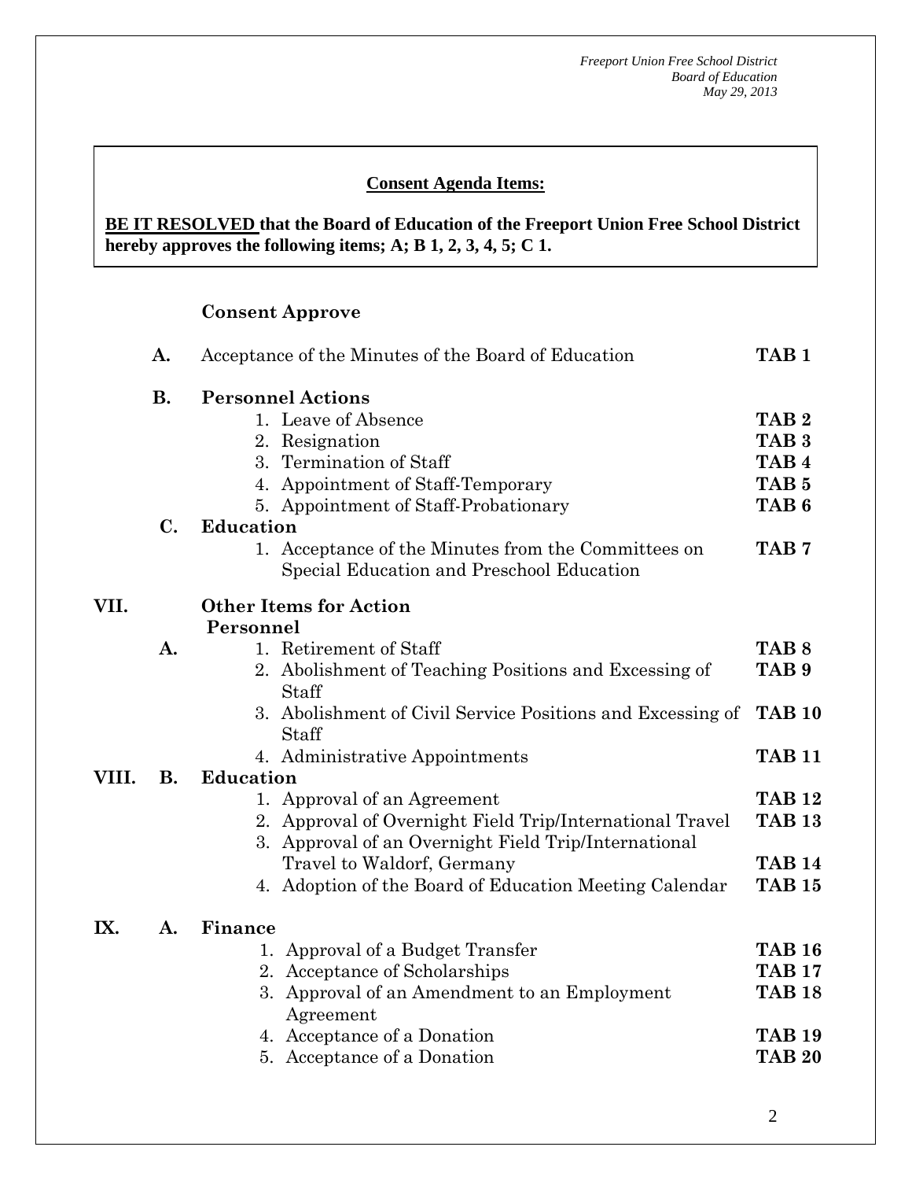**Consent Agenda Items:**

**BE IT RESOLVED that the Board of Education of the Freeport Union Free School District hereby approves the following items; A; B 1, 2, 3, 4, 5; C 1.**

**Consent Approve**

| | | | |
|---|---|---|---|
| | **A.** | Acceptance of the Minutes of the Board of Education | **TAB 1** |
| | **B.** | **Personnel Actions** | |
| | | 1. Leave of Absence | **TAB 2** |
| | | 2. Resignation | **TAB 3** |
| | | 3. Termination of Staff | **TAB 4** |
| | | 4. Appointment of Staff-Temporary | **TAB 5** |
| | | 5. Appointment of Staff-Probationary | **TAB 6** |
| | **C.** | **Education** | |
| | | 1. Acceptance of the Minutes from the Committees on Special Education and Preschool Education | **TAB 7** |
| **VII.** | | **Other Items for Action** | |
| | | **Personnel** | |
| | **A.** | 1. Retirement of Staff | **TAB 8** |
| | | 2. Abolishment of Teaching Positions and Excessing of Staff | **TAB 9** |
| | | 3. Abolishment of Civil Service Positions and Excessing of Staff | **TAB 10** |
| | | 4. Administrative Appointments | **TAB 11** |
| **VIII.** | **B.** | **Education** | |
| | | 1. Approval of an Agreement | **TAB 12** |
| | | 2. Approval of Overnight Field Trip/International Travel | **TAB 13** |
| | | 3. Approval of an Overnight Field Trip/International Travel to Waldorf, Germany | **TAB 14** |
| | | 4. Adoption of the Board of Education Meeting Calendar | **TAB 15** |
| **IX.** | **A.** | **Finance** | |
| | | 1. Approval of a Budget Transfer | **TAB 16** |
| | | 2. Acceptance of Scholarships | **TAB 17** |
| | | 3. Approval of an Amendment to an Employment Agreement | **TAB 18** |
| | | 4. Acceptance of a Donation | **TAB 19** |
| | | 5. Acceptance of a Donation | **TAB 20** |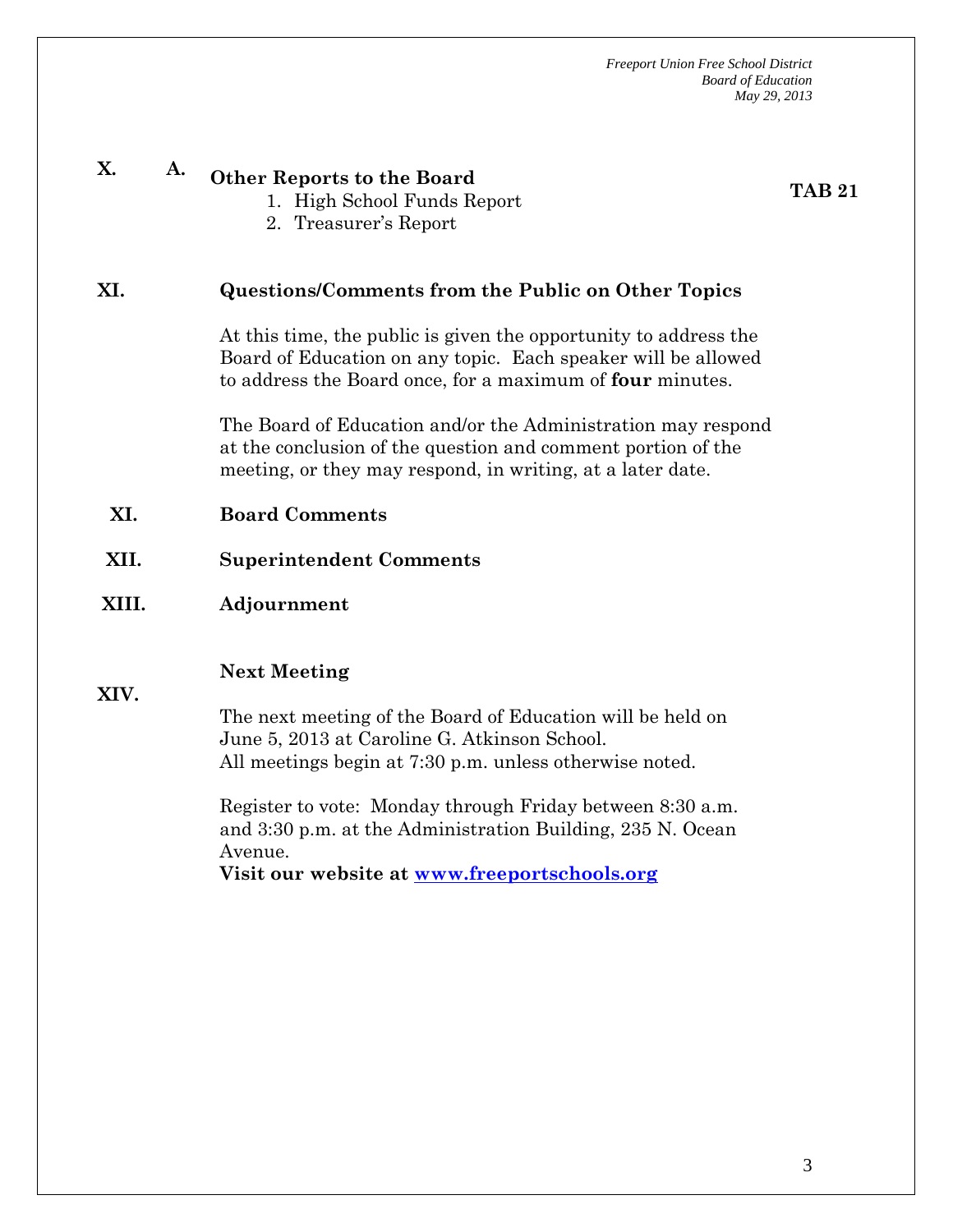## X. A. Other Reports to the Board

**TAB 21**

1. High School Funds Report
2. Treasurer's Report

## XI. Questions/Comments from the Public on Other Topics

At this time, the public is given the opportunity to address the Board of Education on any topic. Each speaker will be allowed to address the Board once, for a maximum of **four** minutes.

The Board of Education and/or the Administration may respond at the conclusion of the question and comment portion of the meeting, or they may respond, in writing, at a later date.

## XI. Board Comments

## XII. Superintendent Comments

## XIII. Adjournment

## XIV. Next Meeting

The next meeting of the Board of Education will be held on June 5, 2013 at Caroline G. Atkinson School.
All meetings begin at 7:30 p.m. unless otherwise noted.

Register to vote: Monday through Friday between 8:30 a.m. and 3:30 p.m. at the Administration Building, 235 N. Ocean Avenue.
**Visit our website at [www.freeportschools.org](http://www.freeportschools.org)**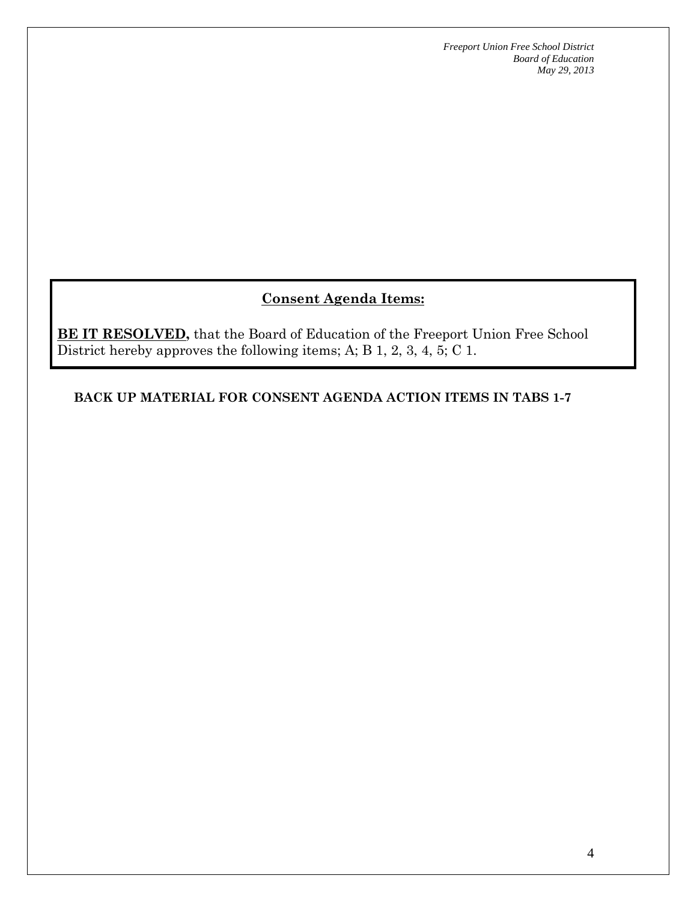## Consent Agenda Items:

**BE IT RESOLVED,** that the Board of Education of the Freeport Union Free School District hereby approves the following items; A; B 1, 2, 3, 4, 5; C 1.

**BACK UP MATERIAL FOR CONSENT AGENDA ACTION ITEMS IN TABS 1-7**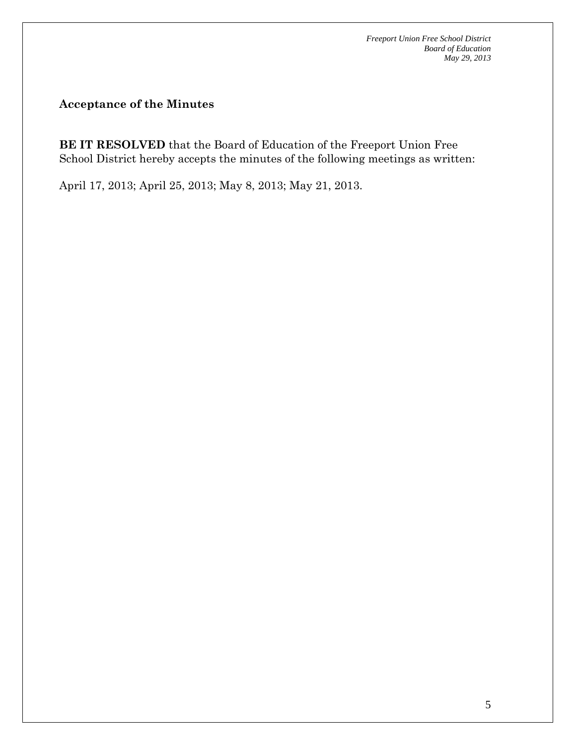## Acceptance of the Minutes

**BE IT RESOLVED** that the Board of Education of the Freeport Union Free School District hereby accepts the minutes of the following meetings as written:

April 17, 2013; April 25, 2013; May 8, 2013; May 21, 2013.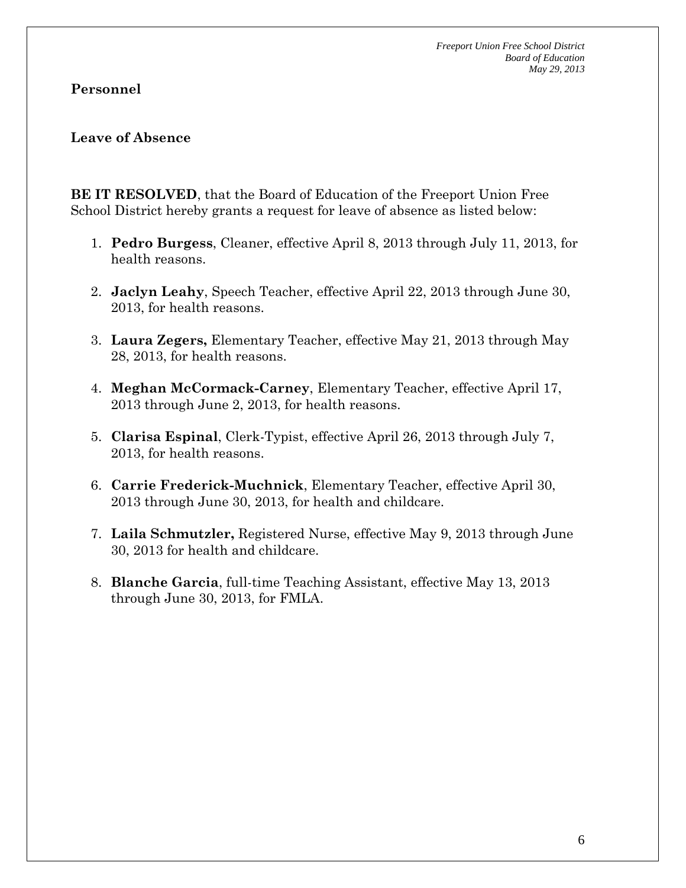**Personnel**

**Leave of Absence**

**BE IT RESOLVED**, that the Board of Education of the Freeport Union Free School District hereby grants a request for leave of absence as listed below:

1. **Pedro Burgess**, Cleaner, effective April 8, 2013 through July 11, 2013, for health reasons.

2. **Jaclyn Leahy**, Speech Teacher, effective April 22, 2013 through June 30, 2013, for health reasons.

3. **Laura Zegers,** Elementary Teacher, effective May 21, 2013 through May 28, 2013, for health reasons.

4. **Meghan McCormack-Carney**, Elementary Teacher, effective April 17, 2013 through June 2, 2013, for health reasons.

5. **Clarisa Espinal**, Clerk-Typist, effective April 26, 2013 through July 7, 2013, for health reasons.

6. **Carrie Frederick-Muchnick**, Elementary Teacher, effective April 30, 2013 through June 30, 2013, for health and childcare.

7. **Laila Schmutzler,** Registered Nurse, effective May 9, 2013 through June 30, 2013 for health and childcare.

8. **Blanche Garcia**, full-time Teaching Assistant, effective May 13, 2013 through June 30, 2013, for FMLA.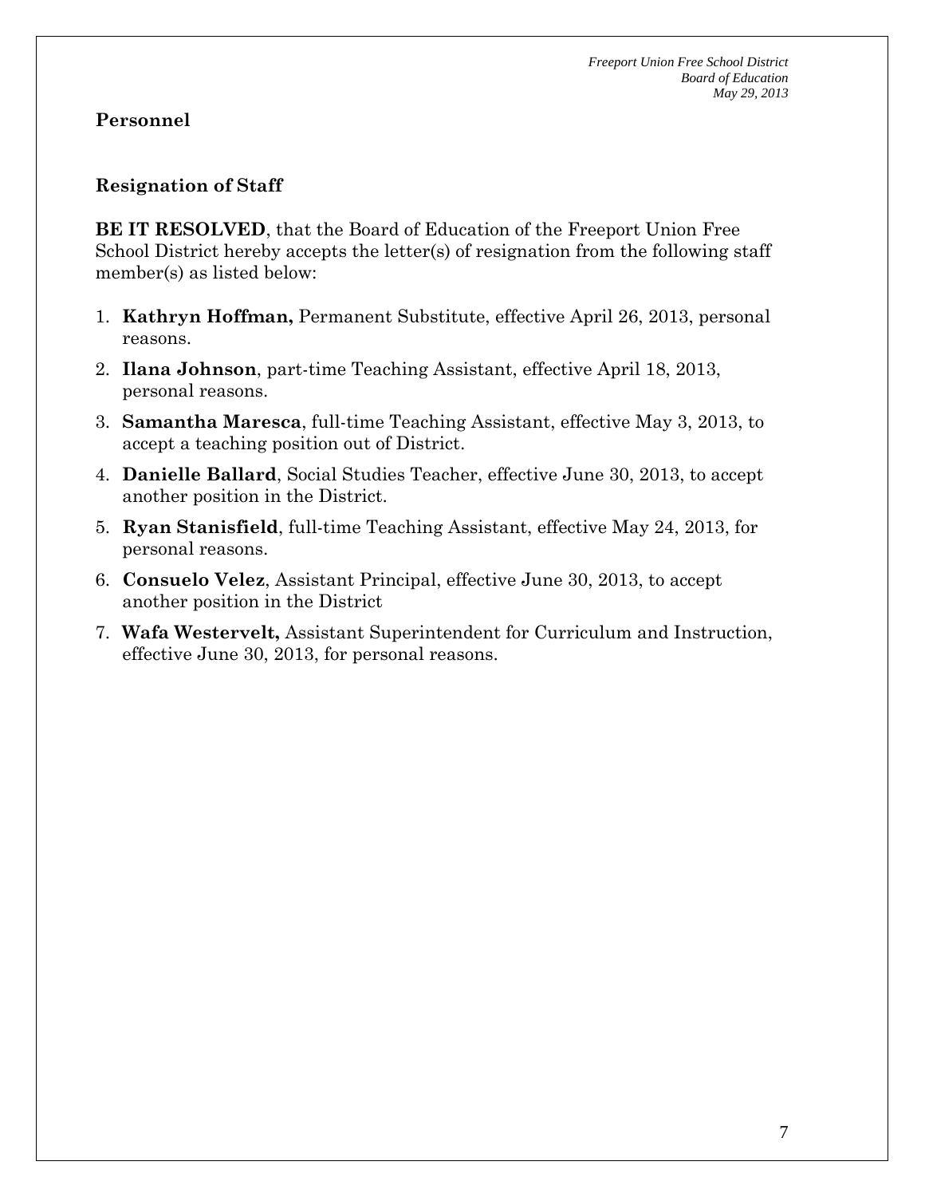## Personnel

### Resignation of Staff

**BE IT RESOLVED**, that the Board of Education of the Freeport Union Free School District hereby accepts the letter(s) of resignation from the following staff member(s) as listed below:

1. **Kathryn Hoffman,** Permanent Substitute, effective April 26, 2013, personal reasons.
2. **Ilana Johnson**, part-time Teaching Assistant, effective April 18, 2013, personal reasons.
3. **Samantha Maresca**, full-time Teaching Assistant, effective May 3, 2013, to accept a teaching position out of District.
4. **Danielle Ballard**, Social Studies Teacher, effective June 30, 2013, to accept another position in the District.
5. **Ryan Stanisfield**, full-time Teaching Assistant, effective May 24, 2013, for personal reasons.
6. **Consuelo Velez**, Assistant Principal, effective June 30, 2013, to accept another position in the District
7. **Wafa Westervelt,** Assistant Superintendent for Curriculum and Instruction, effective June 30, 2013, for personal reasons.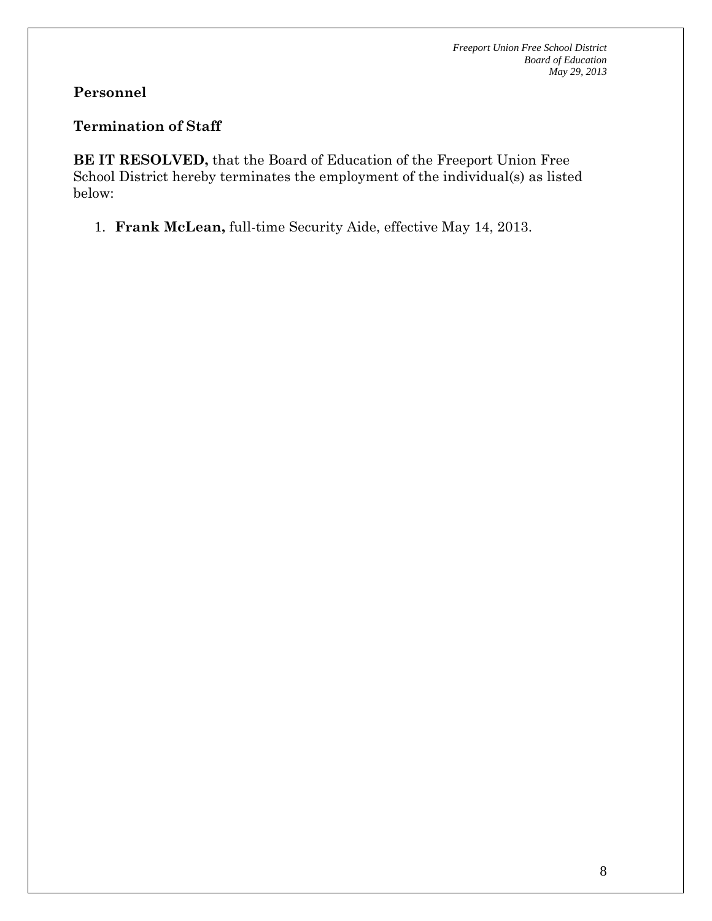## Personnel

### Termination of Staff

**BE IT RESOLVED,** that the Board of Education of the Freeport Union Free School District hereby terminates the employment of the individual(s) as listed below:

1. **Frank McLean,** full-time Security Aide, effective May 14, 2013.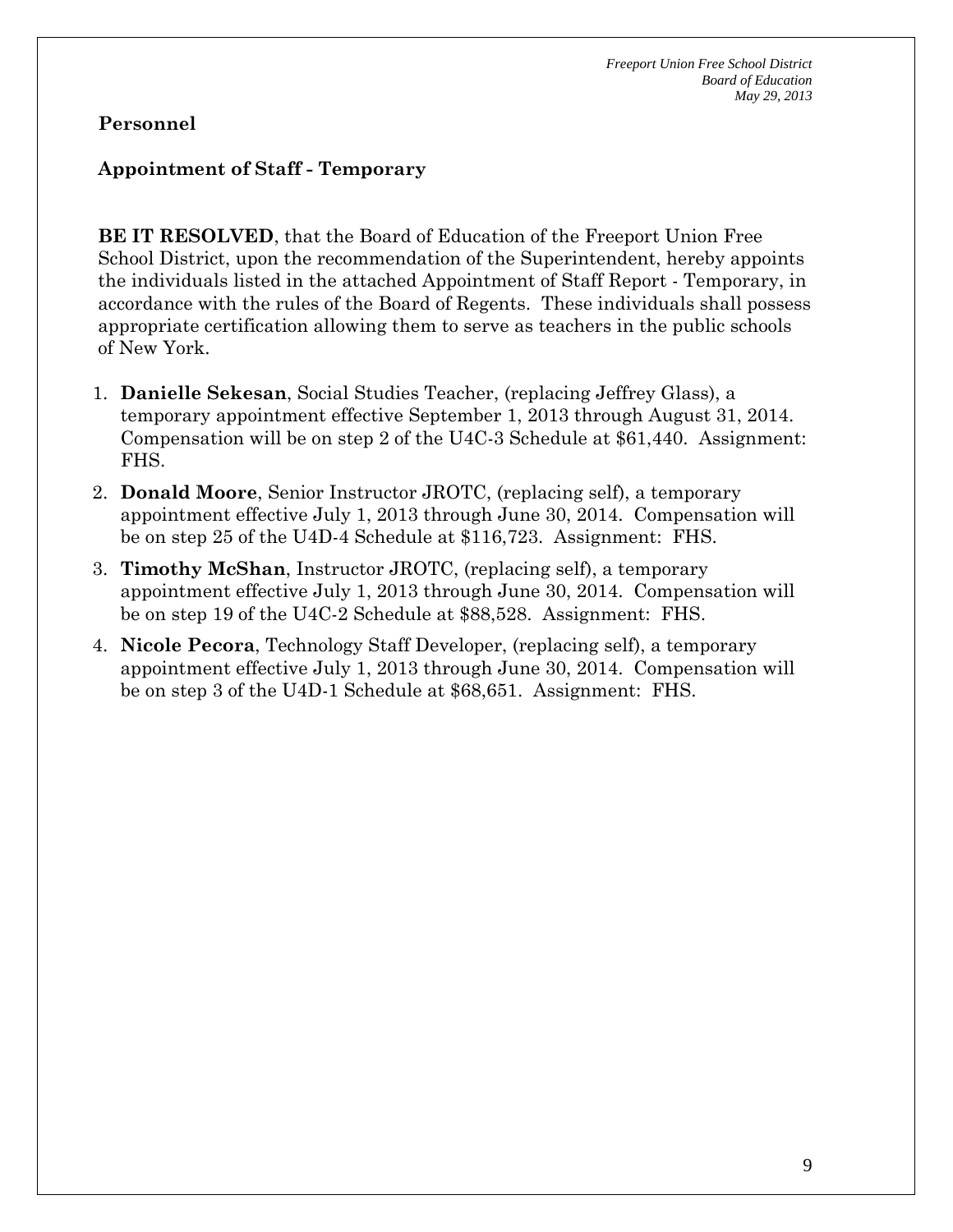**Personnel**

**Appointment of Staff - Temporary**

**BE IT RESOLVED**, that the Board of Education of the Freeport Union Free School District, upon the recommendation of the Superintendent, hereby appoints the individuals listed in the attached Appointment of Staff Report - Temporary, in accordance with the rules of the Board of Regents. These individuals shall possess appropriate certification allowing them to serve as teachers in the public schools of New York.

1. **Danielle Sekesan**, Social Studies Teacher, (replacing Jeffrey Glass), a temporary appointment effective September 1, 2013 through August 31, 2014. Compensation will be on step 2 of the U4C-3 Schedule at $61,440. Assignment: FHS.
2. **Donald Moore**, Senior Instructor JROTC, (replacing self), a temporary appointment effective July 1, 2013 through June 30, 2014. Compensation will be on step 25 of the U4D-4 Schedule at $116,723. Assignment: FHS.
3. **Timothy McShan**, Instructor JROTC, (replacing self), a temporary appointment effective July 1, 2013 through June 30, 2014. Compensation will be on step 19 of the U4C-2 Schedule at $88,528. Assignment: FHS.
4. **Nicole Pecora**, Technology Staff Developer, (replacing self), a temporary appointment effective July 1, 2013 through June 30, 2014. Compensation will be on step 3 of the U4D-1 Schedule at $68,651. Assignment: FHS.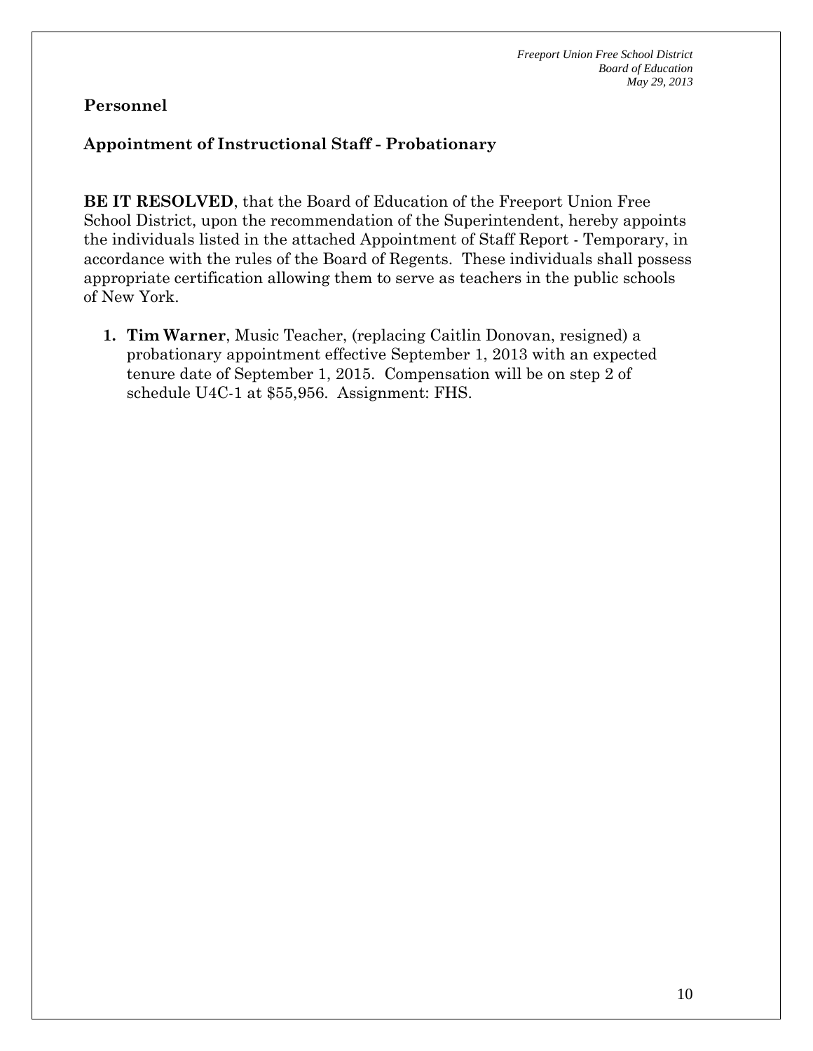**Personnel**

**Appointment of Instructional Staff - Probationary**

**BE IT RESOLVED**, that the Board of Education of the Freeport Union Free School District, upon the recommendation of the Superintendent, hereby appoints the individuals listed in the attached Appointment of Staff Report - Temporary, in accordance with the rules of the Board of Regents. These individuals shall possess appropriate certification allowing them to serve as teachers in the public schools of New York.

1. **Tim Warner**, Music Teacher, (replacing Caitlin Donovan, resigned) a probationary appointment effective September 1, 2013 with an expected tenure date of September 1, 2015. Compensation will be on step 2 of schedule U4C-1 at $55,956. Assignment: FHS.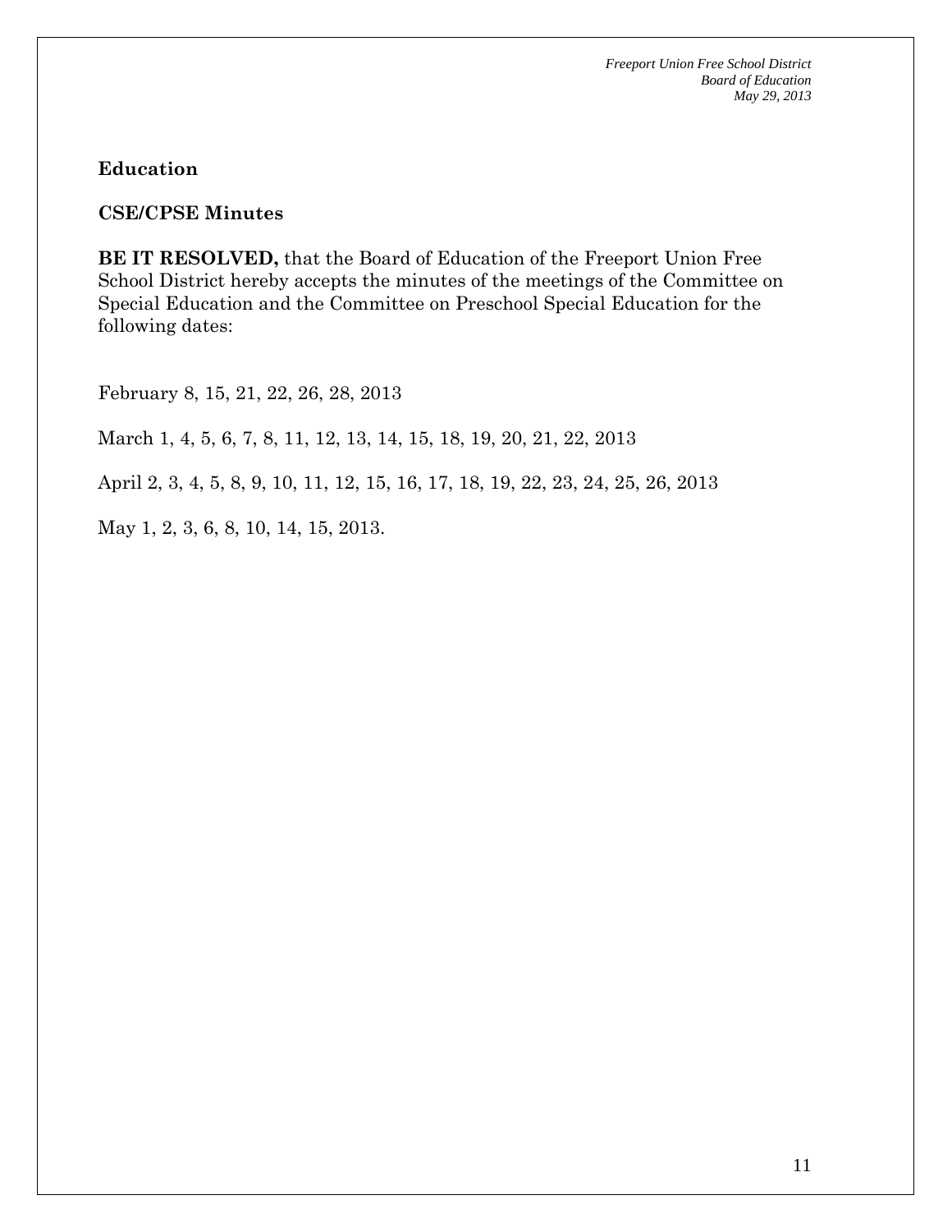**Education**

**CSE/CPSE Minutes**

**BE IT RESOLVED,** that the Board of Education of the Freeport Union Free School District hereby accepts the minutes of the meetings of the Committee on Special Education and the Committee on Preschool Special Education for the following dates:

February 8, 15, 21, 22, 26, 28, 2013

March 1, 4, 5, 6, 7, 8, 11, 12, 13, 14, 15, 18, 19, 20, 21, 22, 2013

April 2, 3, 4, 5, 8, 9, 10, 11, 12, 15, 16, 17, 18, 19, 22, 23, 24, 25, 26, 2013

May 1, 2, 3, 6, 8, 10, 14, 15, 2013.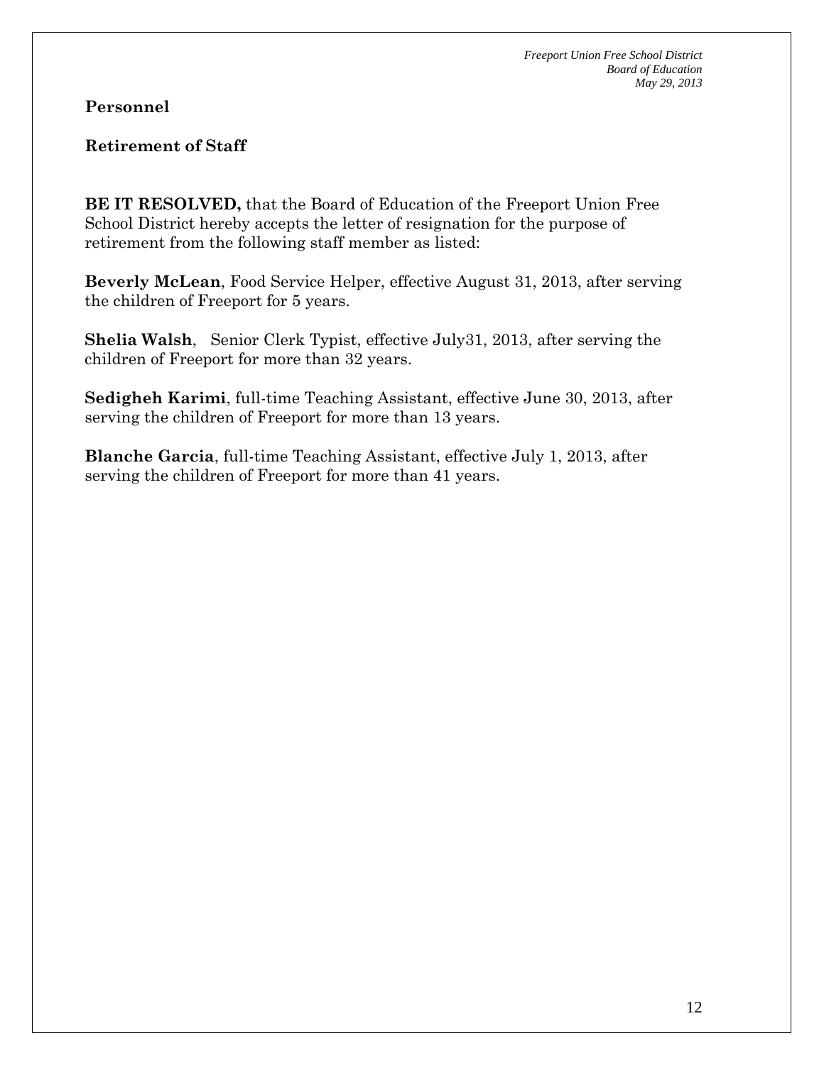## Personnel

### Retirement of Staff

**BE IT RESOLVED,** that the Board of Education of the Freeport Union Free School District hereby accepts the letter of resignation for the purpose of retirement from the following staff member as listed:

**Beverly McLean**, Food Service Helper, effective August 31, 2013, after serving the children of Freeport for 5 years.

**Shelia Walsh**, Senior Clerk Typist, effective July31, 2013, after serving the children of Freeport for more than 32 years.

**Sedigheh Karimi**, full-time Teaching Assistant, effective June 30, 2013, after serving the children of Freeport for more than 13 years.

**Blanche Garcia**, full-time Teaching Assistant, effective July 1, 2013, after serving the children of Freeport for more than 41 years.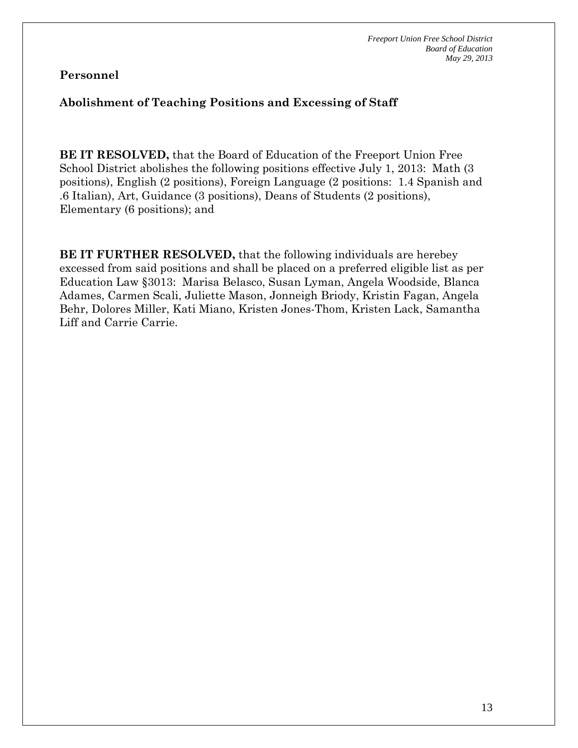## Personnel

### Abolishment of Teaching Positions and Excessing of Staff

**BE IT RESOLVED,** that the Board of Education of the Freeport Union Free School District abolishes the following positions effective July 1, 2013: Math (3 positions), English (2 positions), Foreign Language (2 positions: 1.4 Spanish and .6 Italian), Art, Guidance (3 positions), Deans of Students (2 positions), Elementary (6 positions); and

**BE IT FURTHER RESOLVED,** that the following individuals are herebey excessed from said positions and shall be placed on a preferred eligible list as per Education Law §3013: Marisa Belasco, Susan Lyman, Angela Woodside, Blanca Adames, Carmen Scali, Juliette Mason, Jonneigh Briody, Kristin Fagan, Angela Behr, Dolores Miller, Kati Miano, Kristen Jones-Thom, Kristen Lack, Samantha Liff and Carrie Carrie.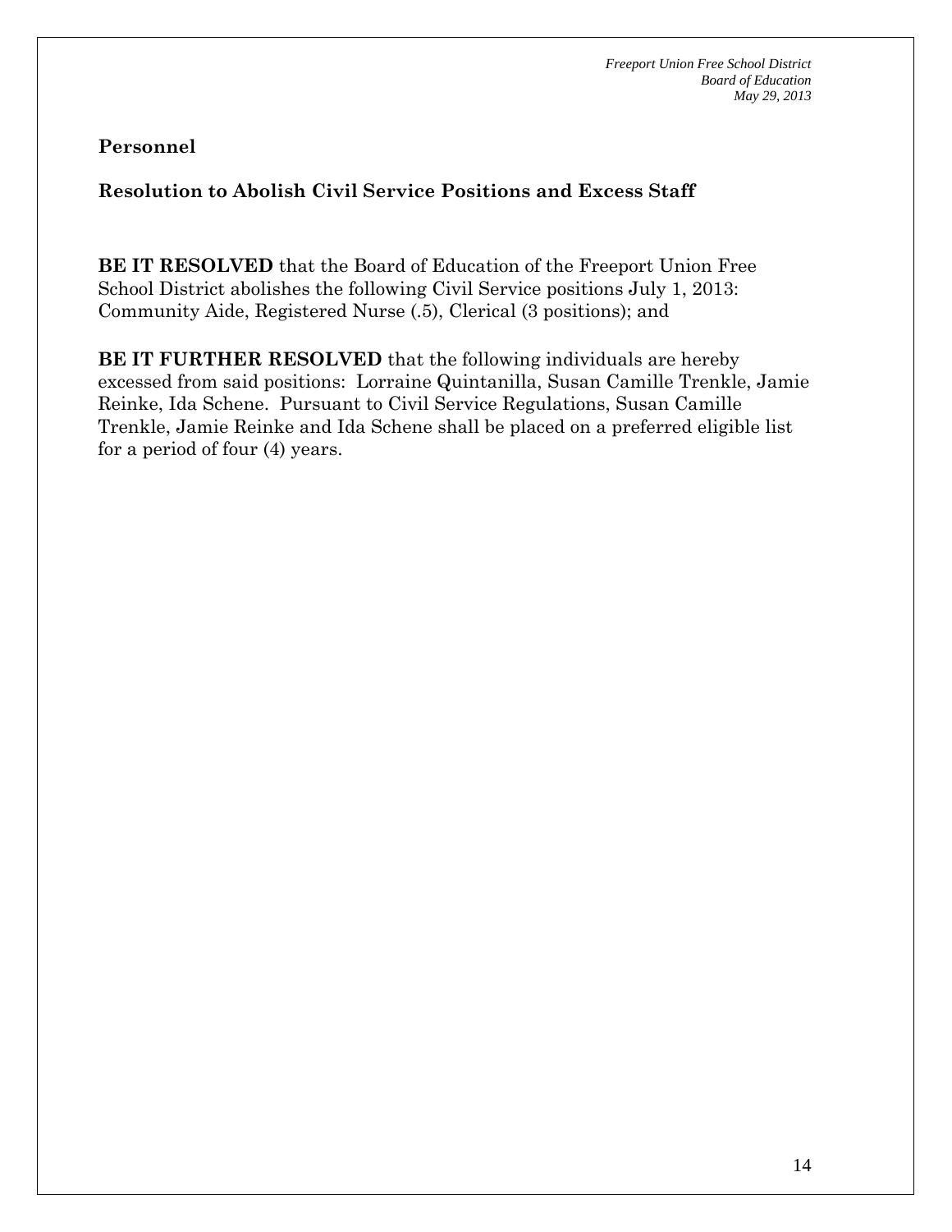## Personnel

### Resolution to Abolish Civil Service Positions and Excess Staff

**BE IT RESOLVED** that the Board of Education of the Freeport Union Free School District abolishes the following Civil Service positions July 1, 2013: Community Aide, Registered Nurse (.5), Clerical (3 positions); and

**BE IT FURTHER RESOLVED** that the following individuals are hereby excessed from said positions: Lorraine Quintanilla, Susan Camille Trenkle, Jamie Reinke, Ida Schene. Pursuant to Civil Service Regulations, Susan Camille Trenkle, Jamie Reinke and Ida Schene shall be placed on a preferred eligible list for a period of four (4) years.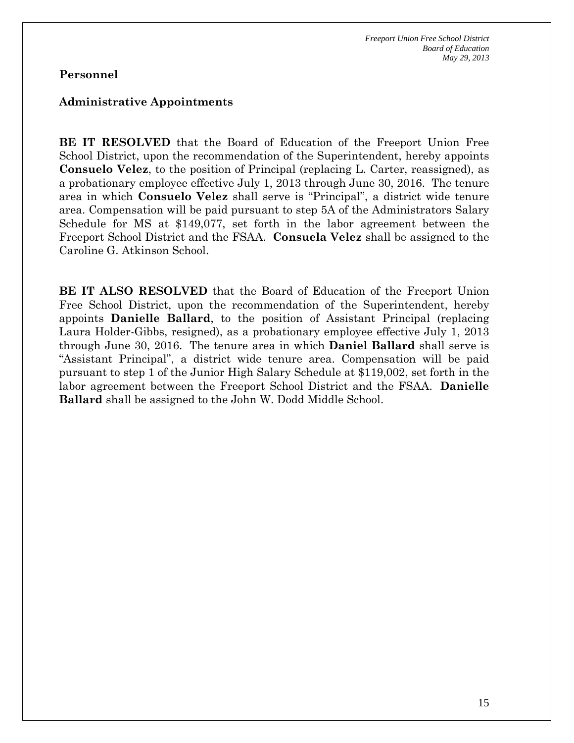**Personnel**

**Administrative Appointments**

**BE IT RESOLVED** that the Board of Education of the Freeport Union Free School District, upon the recommendation of the Superintendent, hereby appoints **Consuelo Velez**, to the position of Principal (replacing L. Carter, reassigned), as a probationary employee effective July 1, 2013 through June 30, 2016. The tenure area in which **Consuelo Velez** shall serve is "Principal", a district wide tenure area. Compensation will be paid pursuant to step 5A of the Administrators Salary Schedule for MS at $149,077, set forth in the labor agreement between the Freeport School District and the FSAA. **Consuela Velez** shall be assigned to the Caroline G. Atkinson School.

**BE IT ALSO RESOLVED** that the Board of Education of the Freeport Union Free School District, upon the recommendation of the Superintendent, hereby appoints **Danielle Ballard**, to the position of Assistant Principal (replacing Laura Holder-Gibbs, resigned), as a probationary employee effective July 1, 2013 through June 30, 2016. The tenure area in which **Daniel Ballard** shall serve is "Assistant Principal", a district wide tenure area. Compensation will be paid pursuant to step 1 of the Junior High Salary Schedule at $119,002, set forth in the labor agreement between the Freeport School District and the FSAA. **Danielle Ballard** shall be assigned to the John W. Dodd Middle School.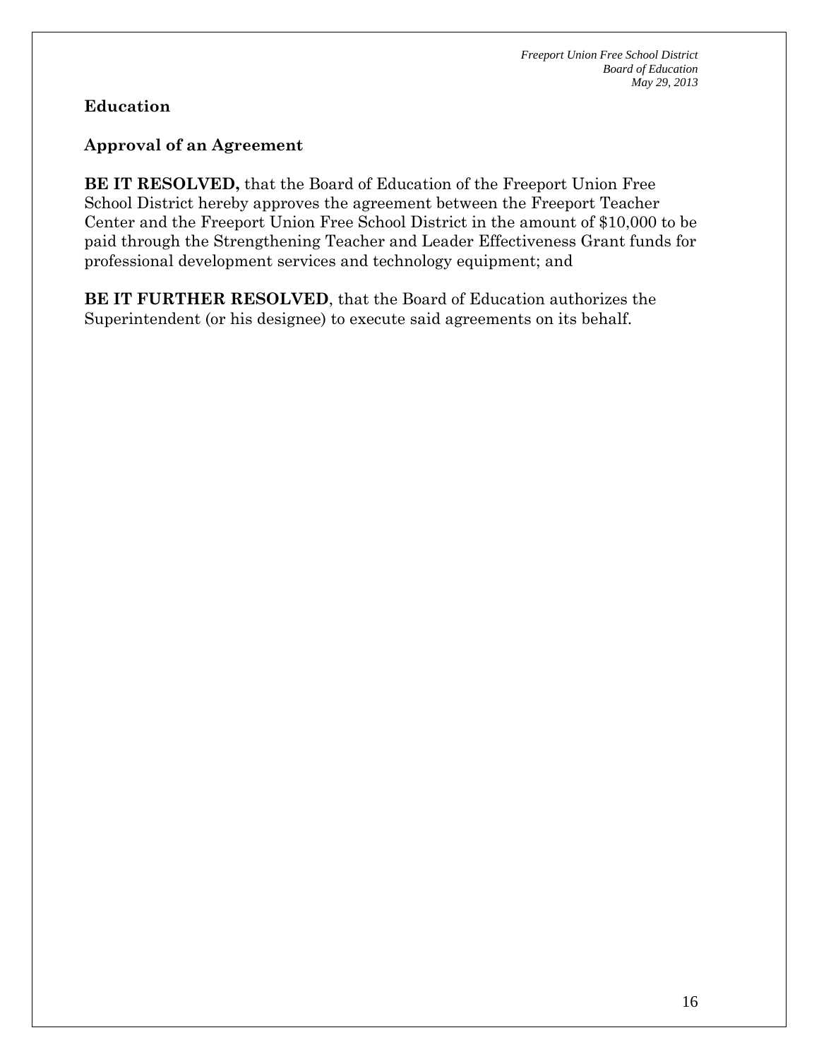**Education**

**Approval of an Agreement**

**BE IT RESOLVED,** that the Board of Education of the Freeport Union Free School District hereby approves the agreement between the Freeport Teacher Center and the Freeport Union Free School District in the amount of $10,000 to be paid through the Strengthening Teacher and Leader Effectiveness Grant funds for professional development services and technology equipment; and

**BE IT FURTHER RESOLVED**, that the Board of Education authorizes the Superintendent (or his designee) to execute said agreements on its behalf.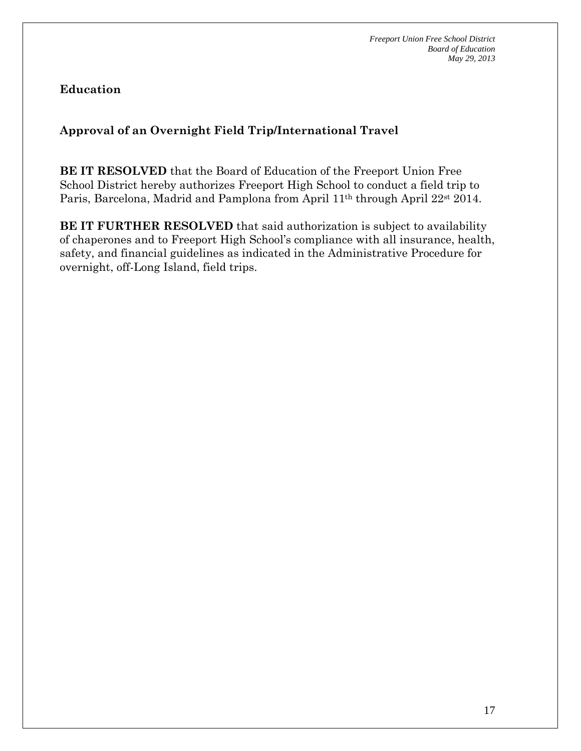## Education

### Approval of an Overnight Field Trip/International Travel

**BE IT RESOLVED** that the Board of Education of the Freeport Union Free School District hereby authorizes Freeport High School to conduct a field trip to Paris, Barcelona, Madrid and Pamplona from April 11th through April 22st 2014.

**BE IT FURTHER RESOLVED** that said authorization is subject to availability of chaperones and to Freeport High School's compliance with all insurance, health, safety, and financial guidelines as indicated in the Administrative Procedure for overnight, off-Long Island, field trips.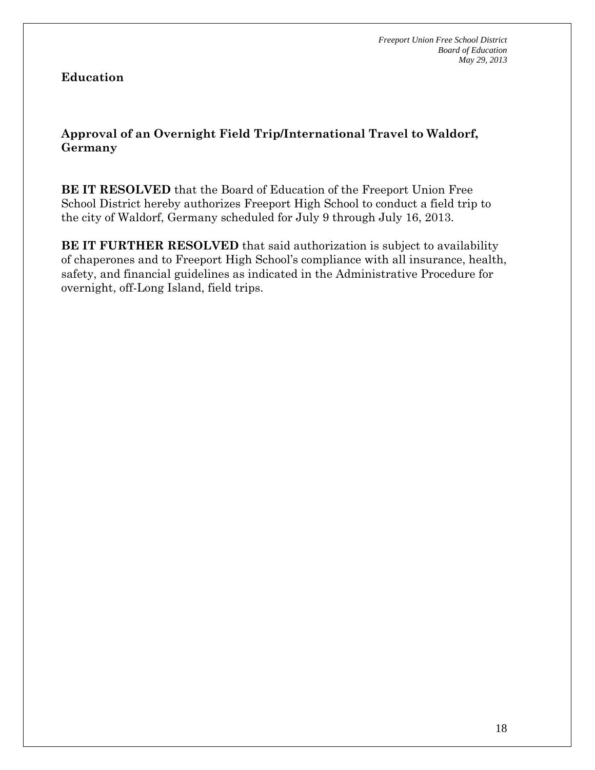**Education**

**Approval of an Overnight Field Trip/International Travel to Waldorf, Germany**

**BE IT RESOLVED** that the Board of Education of the Freeport Union Free School District hereby authorizes Freeport High School to conduct a field trip to the city of Waldorf, Germany scheduled for July 9 through July 16, 2013.

**BE IT FURTHER RESOLVED** that said authorization is subject to availability of chaperones and to Freeport High School's compliance with all insurance, health, safety, and financial guidelines as indicated in the Administrative Procedure for overnight, off-Long Island, field trips.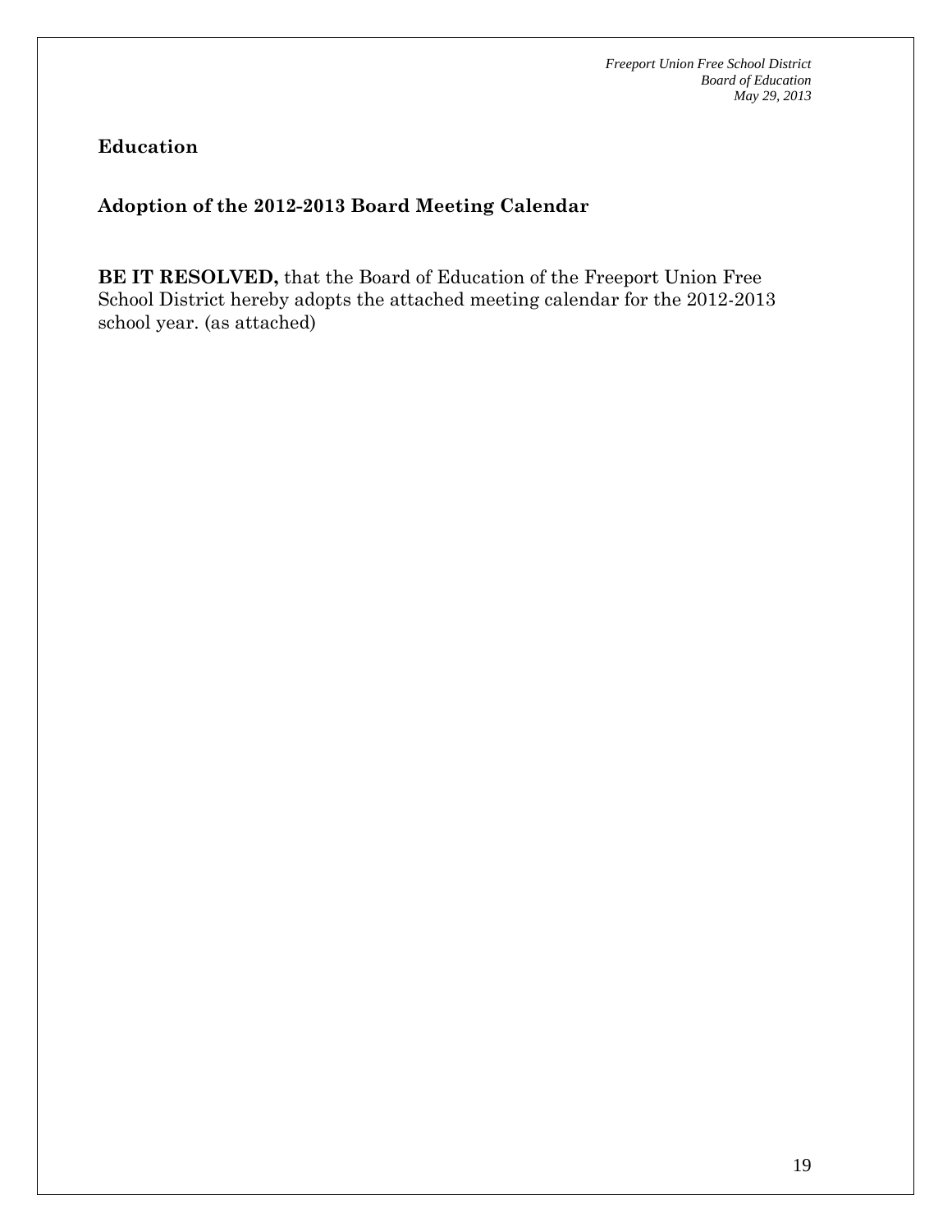## Education

### Adoption of the 2012-2013 Board Meeting Calendar

**BE IT RESOLVED,** that the Board of Education of the Freeport Union Free School District hereby adopts the attached meeting calendar for the 2012-2013 school year. (as attached)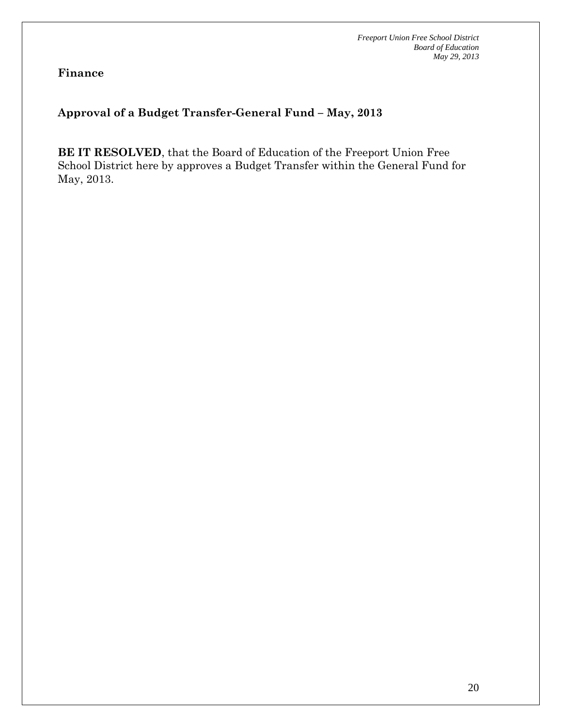**Finance**

**Approval of a Budget Transfer-General Fund – May, 2013**

**BE IT RESOLVED**, that the Board of Education of the Freeport Union Free School District here by approves a Budget Transfer within the General Fund for May, 2013.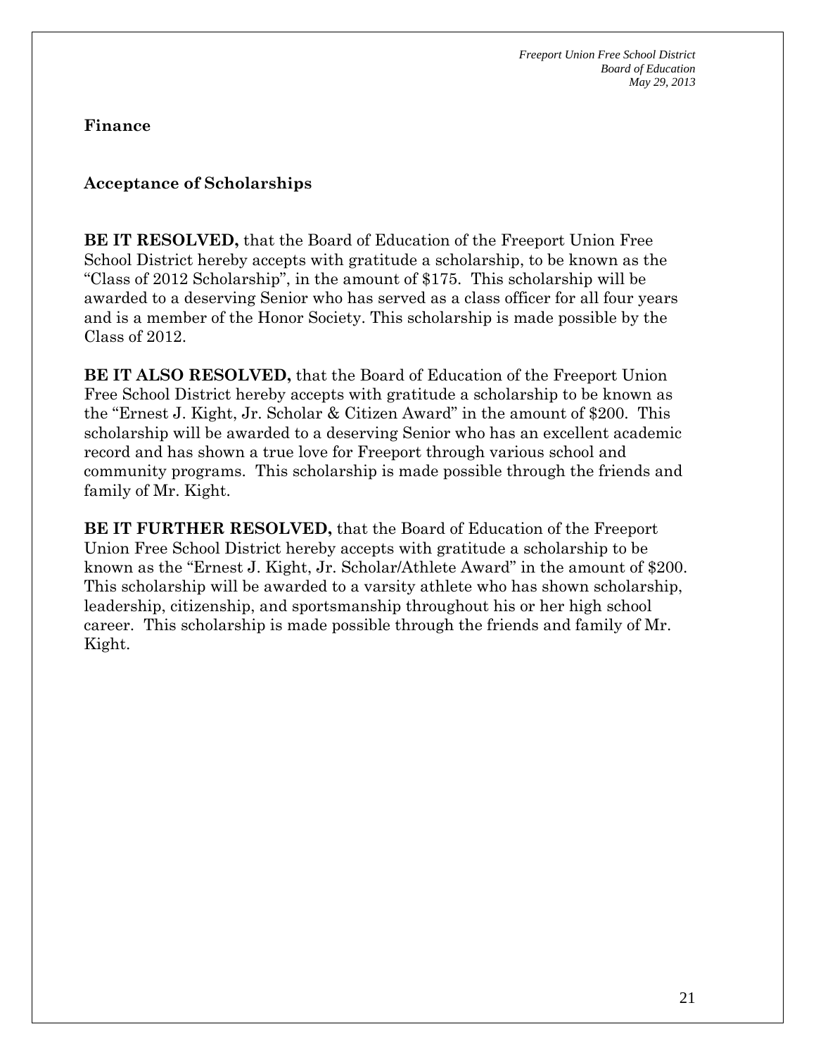## Finance

### Acceptance of Scholarships

**BE IT RESOLVED,** that the Board of Education of the Freeport Union Free School District hereby accepts with gratitude a scholarship, to be known as the "Class of 2012 Scholarship", in the amount of $175. This scholarship will be awarded to a deserving Senior who has served as a class officer for all four years and is a member of the Honor Society. This scholarship is made possible by the Class of 2012.

**BE IT ALSO RESOLVED,** that the Board of Education of the Freeport Union Free School District hereby accepts with gratitude a scholarship to be known as the "Ernest J. Kight, Jr. Scholar & Citizen Award" in the amount of $200. This scholarship will be awarded to a deserving Senior who has an excellent academic record and has shown a true love for Freeport through various school and community programs. This scholarship is made possible through the friends and family of Mr. Kight.

**BE IT FURTHER RESOLVED,** that the Board of Education of the Freeport Union Free School District hereby accepts with gratitude a scholarship to be known as the "Ernest J. Kight, Jr. Scholar/Athlete Award" in the amount of $200. This scholarship will be awarded to a varsity athlete who has shown scholarship, leadership, citizenship, and sportsmanship throughout his or her high school career. This scholarship is made possible through the friends and family of Mr. Kight.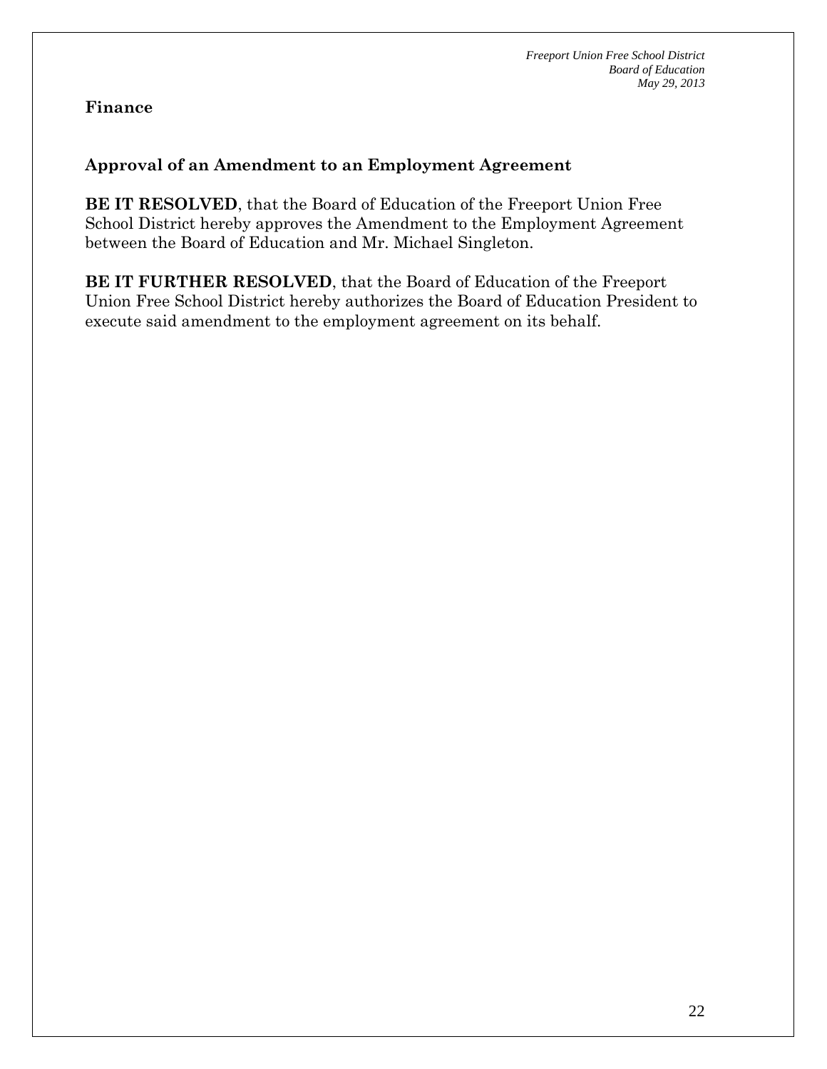**Finance**

**Approval of an Amendment to an Employment Agreement**

**BE IT RESOLVED**, that the Board of Education of the Freeport Union Free School District hereby approves the Amendment to the Employment Agreement between the Board of Education and Mr. Michael Singleton.

**BE IT FURTHER RESOLVED**, that the Board of Education of the Freeport Union Free School District hereby authorizes the Board of Education President to execute said amendment to the employment agreement on its behalf.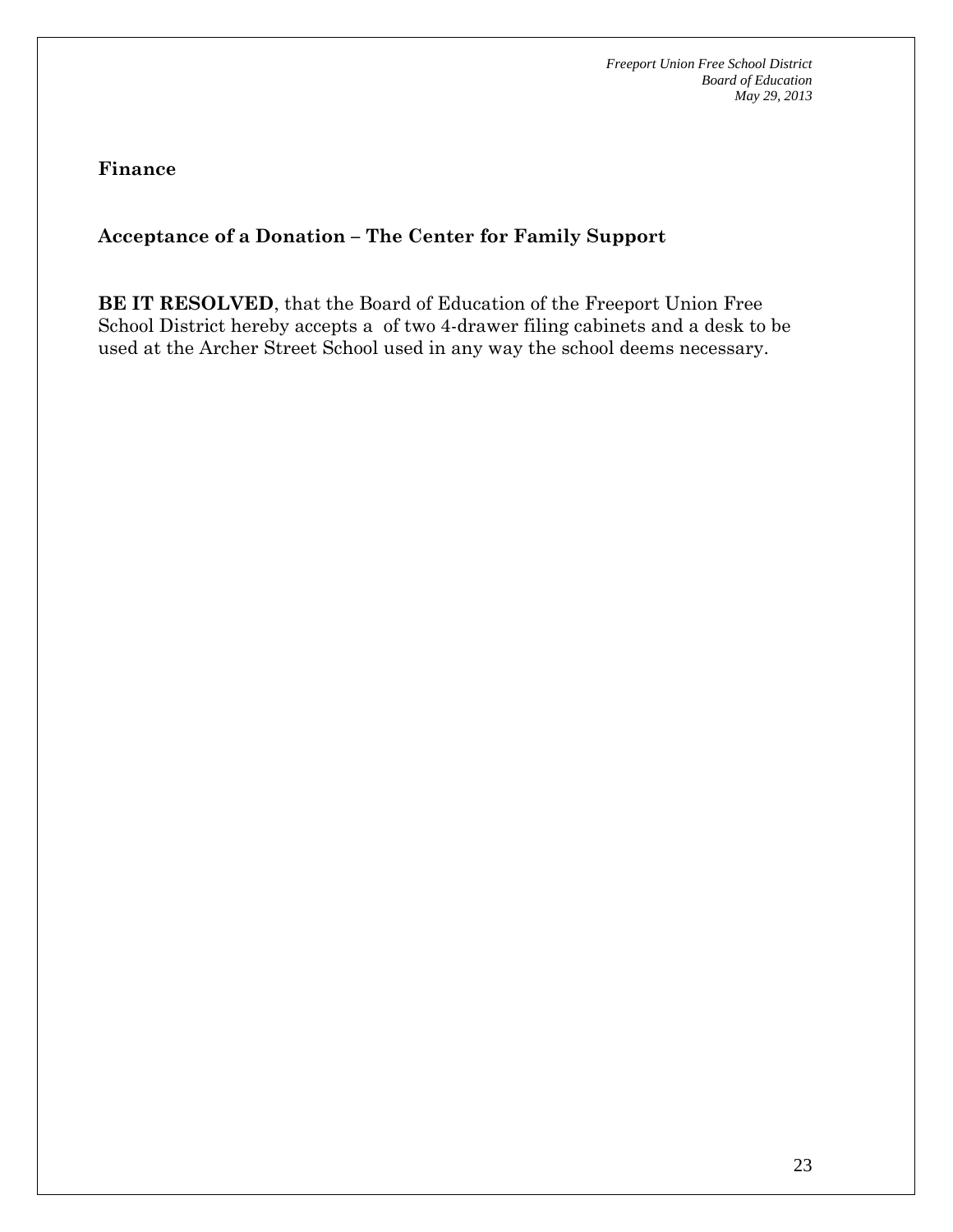**Finance**

**Acceptance of a Donation – The Center for Family Support**

**BE IT RESOLVED**, that the Board of Education of the Freeport Union Free School District hereby accepts a  of two 4-drawer filing cabinets and a desk to be used at the Archer Street School used in any way the school deems necessary.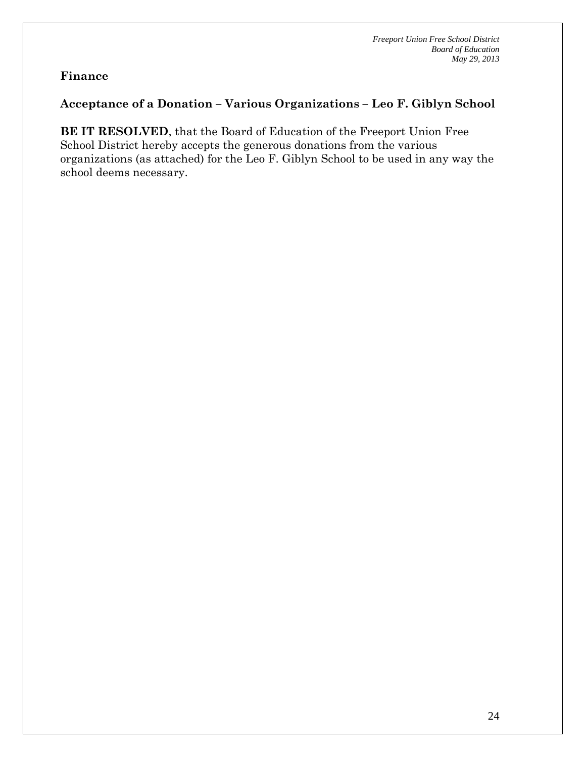**Finance**

**Acceptance of a Donation – Various Organizations – Leo F. Giblyn School**

**BE IT RESOLVED**, that the Board of Education of the Freeport Union Free School District hereby accepts the generous donations from the various organizations (as attached) for the Leo F. Giblyn School to be used in any way the school deems necessary.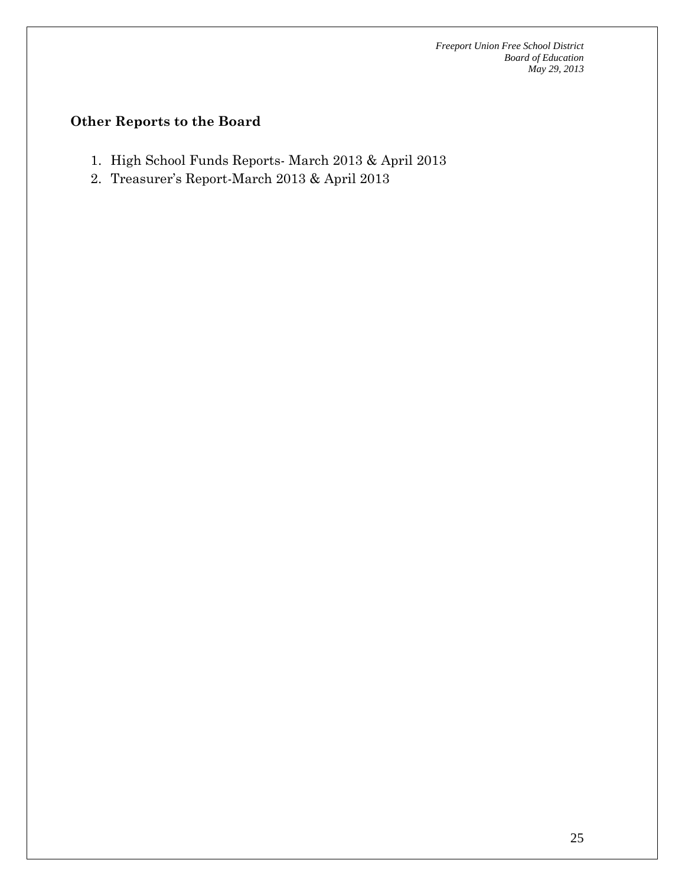**Other Reports to the Board**

1. High School Funds Reports- March 2013 & April 2013
2. Treasurer's Report-March 2013 & April 2013